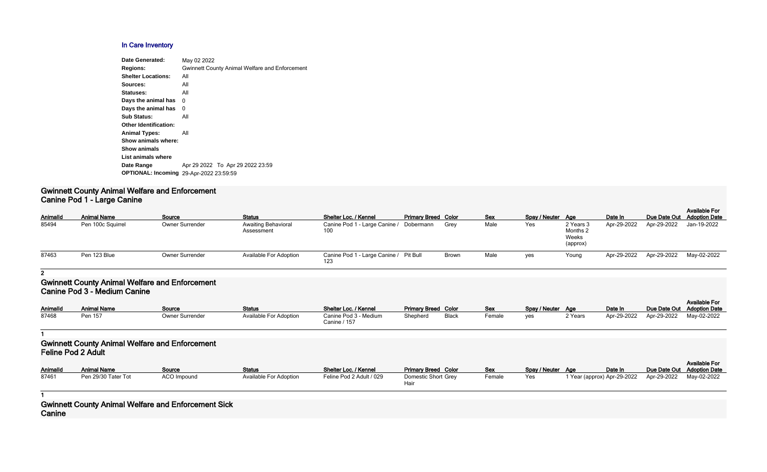## In Care Inventory

**Date Generated:** May 02 2022
**Regions:** Gwinnett County Animal Welfare and Enforcement
**Shelter Locations:** All
**Sources:** All
**Statuses:** All
**Days the animal has** 0
**Days the animal has** 0
**Sub Status:** All
**Other Identification:**
**Animal Types:** All
**Show animals where:**
**Show animals**
**List animals where**
**Date Range** Apr 29 2022 To Apr 29 2022 23:59
**OPTIONAL: Incoming** 29-Apr-2022 23:59:59

### Gwinnett County Animal Welfare and Enforcement
### Canine Pod 1 - Large Canine

| AnimalId | Animal Name | Source | Status | Shelter Loc. / Kennel | Primary Breed | Color | Sex | Spay / Neuter | Age | Date In | Due Date Out | Available For Adoption Date |
|---|---|---|---|---|---|---|---|---|---|---|---|---|
| 85494 | Pen 100c Squirrel | Owner Surrender | Awaiting Behavioral Assessment | Canine Pod 1 - Large Canine / 100 | Dobermann | Grey | Male | Yes | 2 Years 3 Months 2 Weeks (approx) | Apr-29-2022 | Apr-29-2022 | Jan-19-2022 |
| 87463 | Pen 123 Blue | Owner Surrender | Available For Adoption | Canine Pod 1 - Large Canine / 123 | Pit Bull | Brown | Male | yes | Young | Apr-29-2022 | Apr-29-2022 | May-02-2022 |

**2**

### Gwinnett County Animal Welfare and Enforcement
### Canine Pod 3 - Medium Canine

| AnimalId | Animal Name | Source | Status | Shelter Loc. / Kennel | Primary Breed | Color | Sex | Spay / Neuter | Age | Date In | Due Date Out | Available For Adoption Date |
|---|---|---|---|---|---|---|---|---|---|---|---|---|
| 87468 | Pen 157 | Owner Surrender | Available For Adoption | Canine Pod 3 - Medium Canine / 157 | Shepherd | Black | Female | yes | 2 Years | Apr-29-2022 | Apr-29-2022 | May-02-2022 |

**1**

### Gwinnett County Animal Welfare and Enforcement
### Feline Pod 2 Adult

| AnimalId | Animal Name | Source | Status | Shelter Loc. / Kennel | Primary Breed | Color | Sex | Spay / Neuter | Age | Date In | Due Date Out | Available For Adoption Date |
|---|---|---|---|---|---|---|---|---|---|---|---|---|
| 87461 | Pen 29/30 Tater Tot | ACO Impound | Available For Adoption | Feline Pod 2 Adult / 029 | Domestic Short Hair | Grey | Female | Yes | 1 Year (approx) | Apr-29-2022 | Apr-29-2022 | May-02-2022 |

**1**

### Gwinnett County Animal Welfare and Enforcement Sick Canine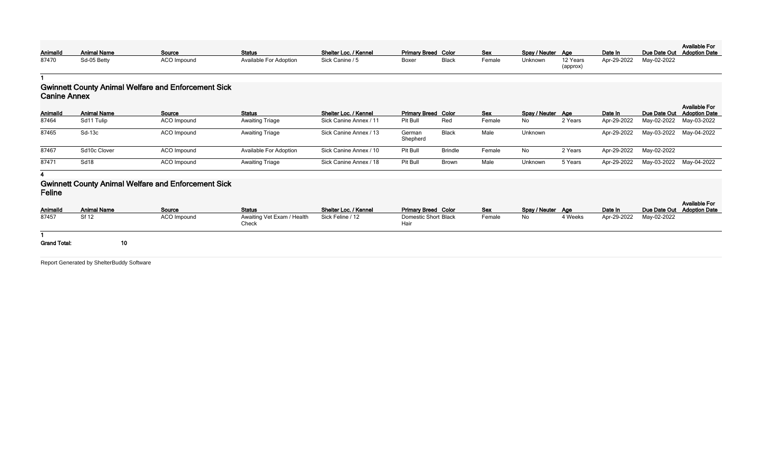| AnimalId | Animal Name | Source | Status | Shelter Loc. / Kennel | Primary Breed | Color | Sex | Spay / Neuter | Age | Date In | Due Date Out | Available For Adoption Date |
|---|---|---|---|---|---|---|---|---|---|---|---|---|
| 87470 | Sd-05 Betty | ACO Impound | Available For Adoption | Sick Canine / 5 | Boxer | Black | Female | Unknown | 12 Years (approx) | Apr-29-2022 | May-02-2022 | |

1

## Gwinnett County Animal Welfare and Enforcement Sick Canine Annex

| AnimalId | Animal Name | Source | Status | Shelter Loc. / Kennel | Primary Breed | Color | Sex | Spay / Neuter | Age | Date In | Due Date Out | Available For Adoption Date |
|---|---|---|---|---|---|---|---|---|---|---|---|---|
| 87464 | Sd11 Tulip | ACO Impound | Awaiting Triage | Sick Canine Annex / 11 | Pit Bull | Red | Female | No | 2 Years | Apr-29-2022 | May-02-2022 | May-03-2022 |
| 87465 | Sd-13c | ACO Impound | Awaiting Triage | Sick Canine Annex / 13 | German Shepherd | Black | Male | Unknown | | Apr-29-2022 | May-03-2022 | May-04-2022 |
| 87467 | Sd10c Clover | ACO Impound | Available For Adoption | Sick Canine Annex / 10 | Pit Bull | Brindle | Female | No | 2 Years | Apr-29-2022 | May-02-2022 | |
| 87471 | Sd18 | ACO Impound | Awaiting Triage | Sick Canine Annex / 18 | Pit Bull | Brown | Male | Unknown | 5 Years | Apr-29-2022 | May-03-2022 | May-04-2022 |

4

## Gwinnett County Animal Welfare and Enforcement Sick Feline

| AnimalId | Animal Name | Source | Status | Shelter Loc. / Kennel | Primary Breed | Color | Sex | Spay / Neuter | Age | Date In | Due Date Out | Available For Adoption Date |
|---|---|---|---|---|---|---|---|---|---|---|---|---|
| 87457 | Sf 12 | ACO Impound | Awaiting Vet Exam / Health Check | Sick Feline / 12 | Domestic Short Hair | Black | Female | No | 4 Weeks | Apr-29-2022 | May-02-2022 | |

1

**Grand Total:** 10

Report Generated by ShelterBuddy Software